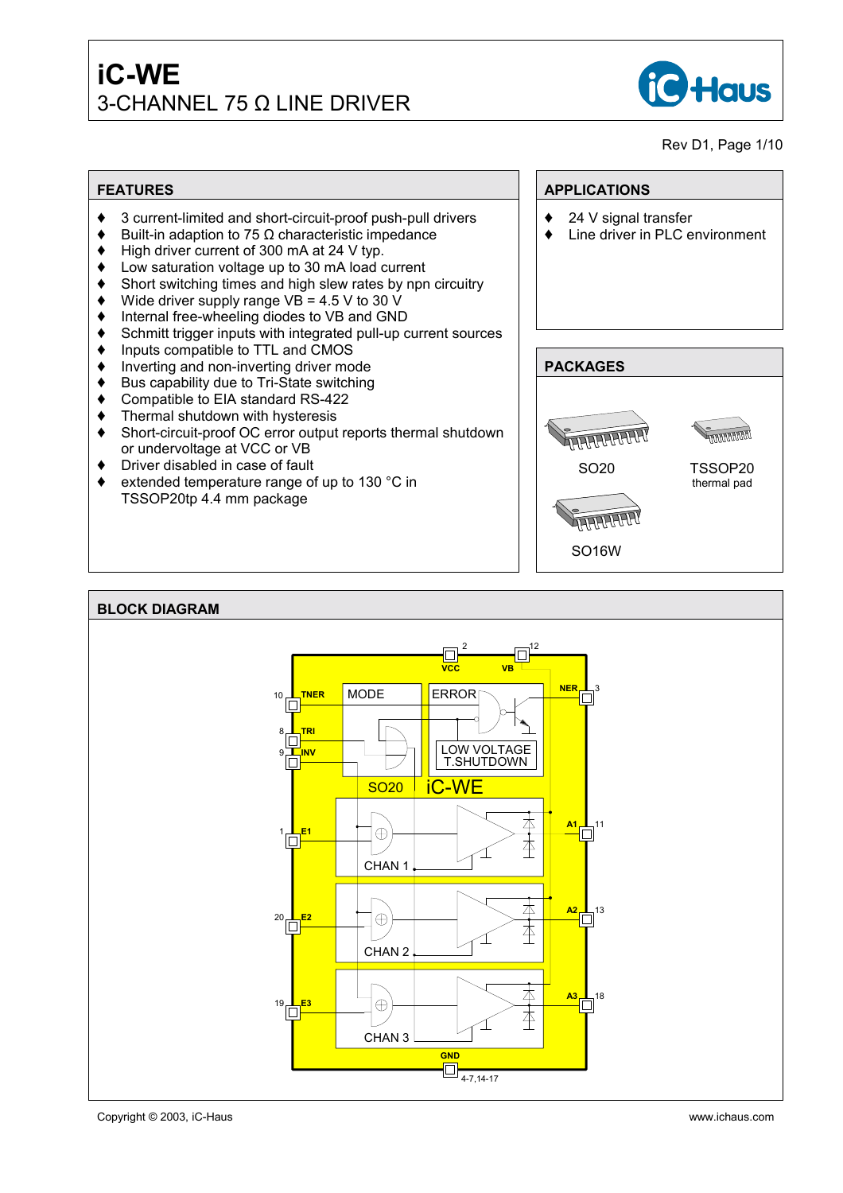# iC-WE
## 3-CHANNEL 75 Ω LINE DRIVER

Rev D1, Page 1/10

## FEATURES

- 3 current-limited and short-circuit-proof push-pull drivers
- Built-in adaption to 75 Ω characteristic impedance
- High driver current of 300 mA at 24 V typ.
- Low saturation voltage up to 30 mA load current
- Short switching times and high slew rates by npn circuitry
- Wide driver supply range VB = 4.5 V to 30 V
- Internal free-wheeling diodes to VB and GND
- Schmitt trigger inputs with integrated pull-up current sources
- Inputs compatible to TTL and CMOS
- Inverting and non-inverting driver mode
- Bus capability due to Tri-State switching
- Compatible to EIA standard RS-422
- Thermal shutdown with hysteresis
- Short-circuit-proof OC error output reports thermal shutdown or undervoltage at VCC or VB
- Driver disabled in case of fault
- extended temperature range of up to 130 °C in TSSOP20tp 4.4 mm package

## APPLICATIONS

- 24 V signal transfer
- Line driver in PLC environment

## PACKAGES

SO20

TSSOP20 thermal pad

SO16W

## BLOCK DIAGRAM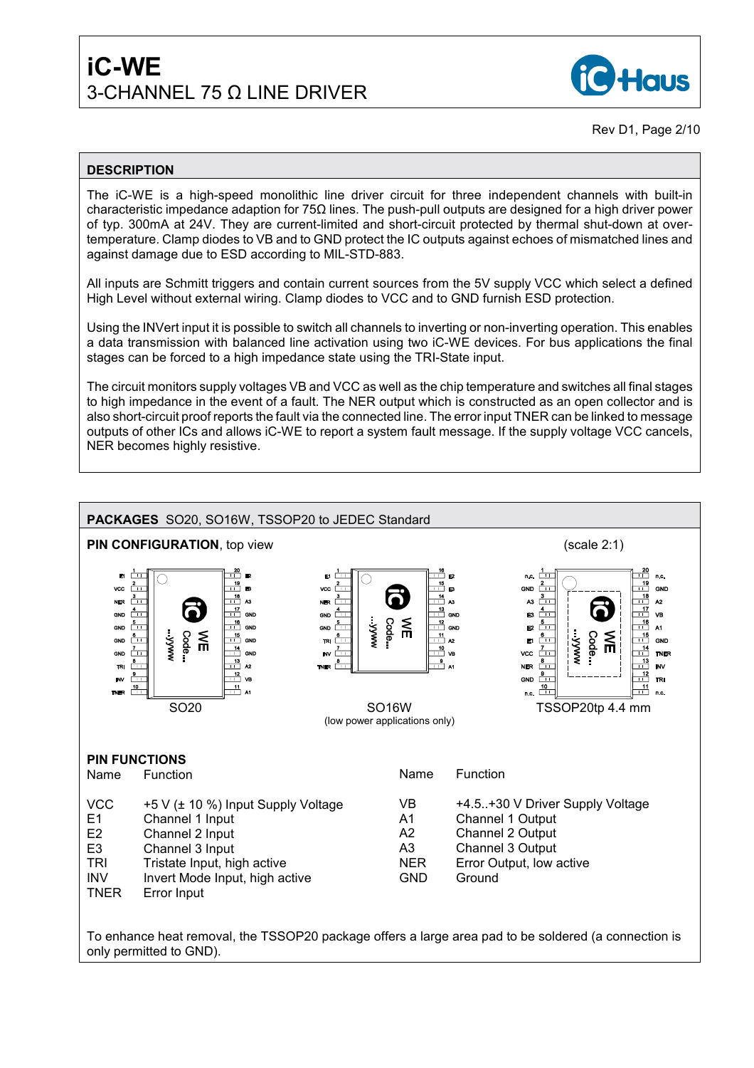## DESCRIPTION

The iC-WE is a high-speed monolithic line driver circuit for three independent channels with built-in characteristic impedance adaption for 75Ω lines. The push-pull outputs are designed for a high driver power of typ. 300mA at 24V. They are current-limited and short-circuit protected by thermal shut-down at over-temperature. Clamp diodes to VB and to GND protect the IC outputs against echoes of mismatched lines and against damage due to ESD according to MIL-STD-883.

All inputs are Schmitt triggers and contain current sources from the 5V supply VCC which select a defined High Level without external wiring. Clamp diodes to VCC and to GND furnish ESD protection.

Using the INVert input it is possible to switch all channels to inverting or non-inverting operation. This enables a data transmission with balanced line activation using two iC-WE devices. For bus applications the final stages can be forced to a high impedance state using the TRI-State input.

The circuit monitors supply voltages VB and VCC as well as the chip temperature and switches all final stages to high impedance in the event of a fault. The NER output which is constructed as an open collector and is also short-circuit proof reports the fault via the connected line. The error input TNER can be linked to message outputs of other ICs and allows iC-WE to report a system fault message. If the supply voltage VCC cancels, NER becomes highly resistive.

## PACKAGES SO20, SO16W, TSSOP20 to JEDEC Standard

**PIN CONFIGURATION**, top view (scale 2:1)

| Pin | SO20 | SO16W | TSSOP20tp 4.4 mm |
|---|---|---|---|
| 1 | E1 | E1 | n.c. |
| 2 | VCC | VCC | GND |
| 3 | NER | NER | A3 |
| 4 | GND | GND | E3 |
| 5 | GND | GND | E2 |
| 6 | GND | TRI | E1 |
| 7 | GND | INV | VCC |
| 8 | TRI | TNER | NER |
| 9 | INV | VB | GND |
| 10 | TNER | A2 | n.c. |
| 11 | A1 | GND | n.c. |
| 12 | VB | GND | TRI |
| 13 | A2 | A3 | INV |
| 14 | GND | E3 | TNER |
| 15 | GND | E2 | GND |
| 16 | GND | A1 | A1 |
| 17 | GND | | VB |
| 18 | A3 | | A2 |
| 19 | E3 | | GND |
| 20 | E2 | | n.c. |

SO20 — SO16W (low power applications only) — TSSOP20tp 4.4 mm

**PIN FUNCTIONS**

| Name | Function | Name | Function |
|---|---|---|---|
| VCC | +5 V (± 10 %) Input Supply Voltage | VB | +4.5..+30 V Driver Supply Voltage |
| E1 | Channel 1 Input | A1 | Channel 1 Output |
| E2 | Channel 2 Input | A2 | Channel 2 Output |
| E3 | Channel 3 Input | A3 | Channel 3 Output |
| TRI | Tristate Input, high active | NER | Error Output, low active |
| INV | Invert Mode Input, high active | GND | Ground |
| TNER | Error Input | | |

To enhance heat removal, the TSSOP20 package offers a large area pad to be soldered (a connection is only permitted to GND).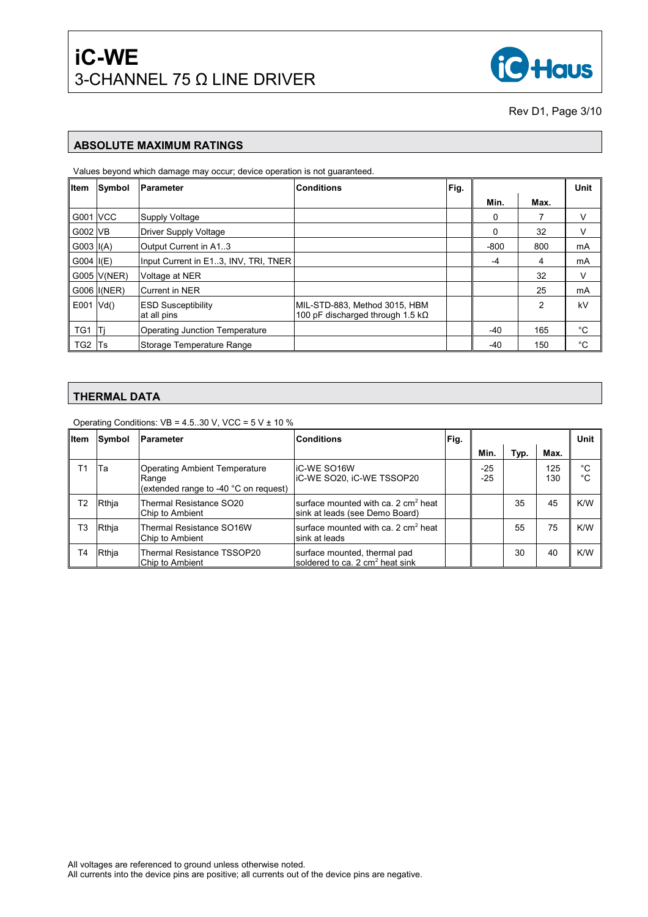## ABSOLUTE MAXIMUM RATINGS

Values beyond which damage may occur; device operation is not guaranteed.

| Item | Symbol | Parameter | Conditions | Fig. | Min. | Max. | Unit |
|---|---|---|---|---|---|---|---|
| G001 | VCC | Supply Voltage | | | 0 | 7 | V |
| G002 | VB | Driver Supply Voltage | | | 0 | 32 | V |
| G003 | I(A) | Output Current in A1..3 | | | -800 | 800 | mA |
| G004 | I(E) | Input Current in E1..3, INV, TRI, TNER | | | -4 | 4 | mA |
| G005 | V(NER) | Voltage at NER | | | | 32 | V |
| G006 | I(NER) | Current in NER | | | | 25 | mA |
| E001 | Vd() | ESD Susceptibility at all pins | MIL-STD-883, Method 3015, HBM 100 pF discharged through 1.5 kΩ | | | 2 | kV |
| TG1 | Tj | Operating Junction Temperature | | | -40 | 165 | °C |
| TG2 | Ts | Storage Temperature Range | | | -40 | 150 | °C |

## THERMAL DATA

Operating Conditions: VB = 4.5..30 V, VCC = 5 V ± 10 %

| Item | Symbol | Parameter | Conditions | Fig. | Min. | Typ. | Max. | Unit |
|---|---|---|---|---|---|---|---|---|
| T1 | Ta | Operating Ambient Temperature Range (extended range to -40 °C on request) | iC-WE SO16W<br>iC-WE SO20, iC-WE TSSOP20 | | -25<br>-25 | | 125<br>130 | °C<br>°C |
| T2 | Rthja | Thermal Resistance SO20 Chip to Ambient | surface mounted with ca. 2 $cm^2$ heat sink at leads (see Demo Board) | | | 35 | 45 | K/W |
| T3 | Rthja | Thermal Resistance SO16W Chip to Ambient | surface mounted with ca. 2 $cm^2$ heat sink at leads | | | 55 | 75 | K/W |
| T4 | Rthja | Thermal Resistance TSSOP20 Chip to Ambient | surface mounted, thermal pad soldered to ca. 2 $cm^2$ heat sink | | | 30 | 40 | K/W |

All voltages are referenced to ground unless otherwise noted.
All currents into the device pins are positive; all currents out of the device pins are negative.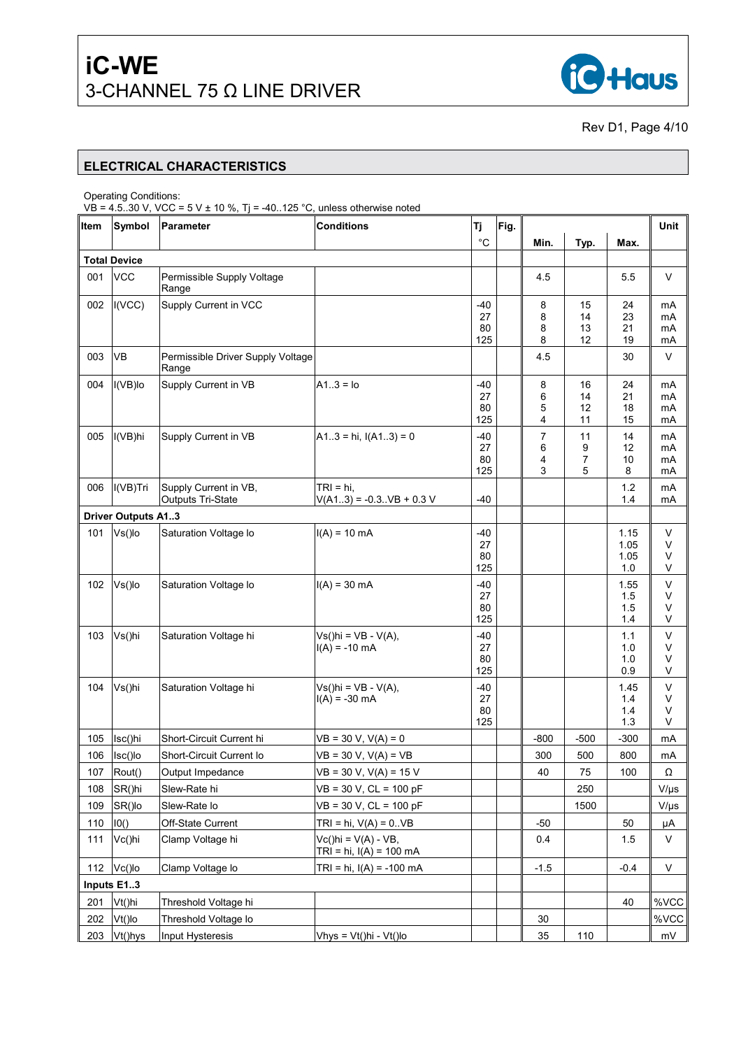# iC-WE

## 3-CHANNEL 75 Ω LINE DRIVER

## ELECTRICAL CHARACTERISTICS

Operating Conditions:
VB = 4.5..30 V, VCC = 5 V ± 10 %, Tj = -40..125 °C, unless otherwise noted

| Item | Symbol | Parameter | Conditions | Tj °C | Fig. | Min. | Typ. | Max. | Unit |
|---|---|---|---|---|---|---|---|---|---|
| **Total Device** | | | | | | | | | |
| 001 | VCC | Permissible Supply Voltage Range | | | | 4.5 | | 5.5 | V |
| 002 | I(VCC) | Supply Current in VCC | | -40<br>27<br>80<br>125 | | 8<br>8<br>8<br>8 | 15<br>14<br>13<br>12 | 24<br>23<br>21<br>19 | mA<br>mA<br>mA<br>mA |
| 003 | VB | Permissible Driver Supply Voltage Range | | | | 4.5 | | 30 | V |
| 004 | I(VB)lo | Supply Current in VB | A1..3 = lo | -40<br>27<br>80<br>125 | | 8<br>6<br>5<br>4 | 16<br>14<br>12<br>11 | 24<br>21<br>18<br>15 | mA<br>mA<br>mA<br>mA |
| 005 | I(VB)hi | Supply Current in VB | A1..3 = hi, I(A1..3) = 0 | -40<br>27<br>80<br>125 | | 7<br>6<br>4<br>3 | 11<br>9<br>7<br>5 | 14<br>12<br>10<br>8 | mA<br>mA<br>mA<br>mA |
| 006 | I(VB)Tri | Supply Current in VB, Outputs Tri-State | TRI = hi, V(A1..3) = -0.3..VB + 0.3 V | <br>-40 | | | | 1.2<br>1.4 | mA<br>mA |
| **Driver Outputs A1..3** | | | | | | | | | |
| 101 | Vs()lo | Saturation Voltage lo | I(A) = 10 mA | -40<br>27<br>80<br>125 | | | | 1.15<br>1.05<br>1.05<br>1.0 | V<br>V<br>V<br>V |
| 102 | Vs()lo | Saturation Voltage lo | I(A) = 30 mA | -40<br>27<br>80<br>125 | | | | 1.55<br>1.5<br>1.5<br>1.4 | V<br>V<br>V<br>V |
| 103 | Vs()hi | Saturation Voltage hi | Vs()hi = VB - V(A), I(A) = -10 mA | -40<br>27<br>80<br>125 | | | | 1.1<br>1.0<br>1.0<br>0.9 | V<br>V<br>V<br>V |
| 104 | Vs()hi | Saturation Voltage hi | Vs()hi = VB - V(A), I(A) = -30 mA | -40<br>27<br>80<br>125 | | | | 1.45<br>1.4<br>1.4<br>1.3 | V<br>V<br>V<br>V |
| 105 | Isc()hi | Short-Circuit Current hi | VB = 30 V, V(A) = 0 | | | -800 | -500 | -300 | mA |
| 106 | Isc()lo | Short-Circuit Current lo | VB = 30 V, V(A) = VB | | | 300 | 500 | 800 | mA |
| 107 | Rout() | Output Impedance | VB = 30 V, V(A) = 15 V | | | 40 | 75 | 100 | Ω |
| 108 | SR()hi | Slew-Rate hi | VB = 30 V, CL = 100 pF | | | | 250 | | V/µs |
| 109 | SR()lo | Slew-Rate lo | VB = 30 V, CL = 100 pF | | | | 1500 | | V/µs |
| 110 | I0() | Off-State Current | TRI = hi, V(A) = 0..VB | | | -50 | | 50 | µA |
| 111 | Vc()hi | Clamp Voltage hi | Vc()hi = V(A) - VB, TRI = hi, I(A) = 100 mA | | | 0.4 | | 1.5 | V |
| 112 | Vc()lo | Clamp Voltage lo | TRI = hi, I(A) = -100 mA | | | -1.5 | | -0.4 | V |
| **Inputs E1..3** | | | | | | | | | |
| 201 | Vt()hi | Threshold Voltage hi | | | | | | 40 | %VCC |
| 202 | Vt()lo | Threshold Voltage lo | | | | 30 | | | %VCC |
| 203 | Vt()hys | Input Hysteresis | Vhys = Vt()hi - Vt()lo | | | 35 | 110 | | mV |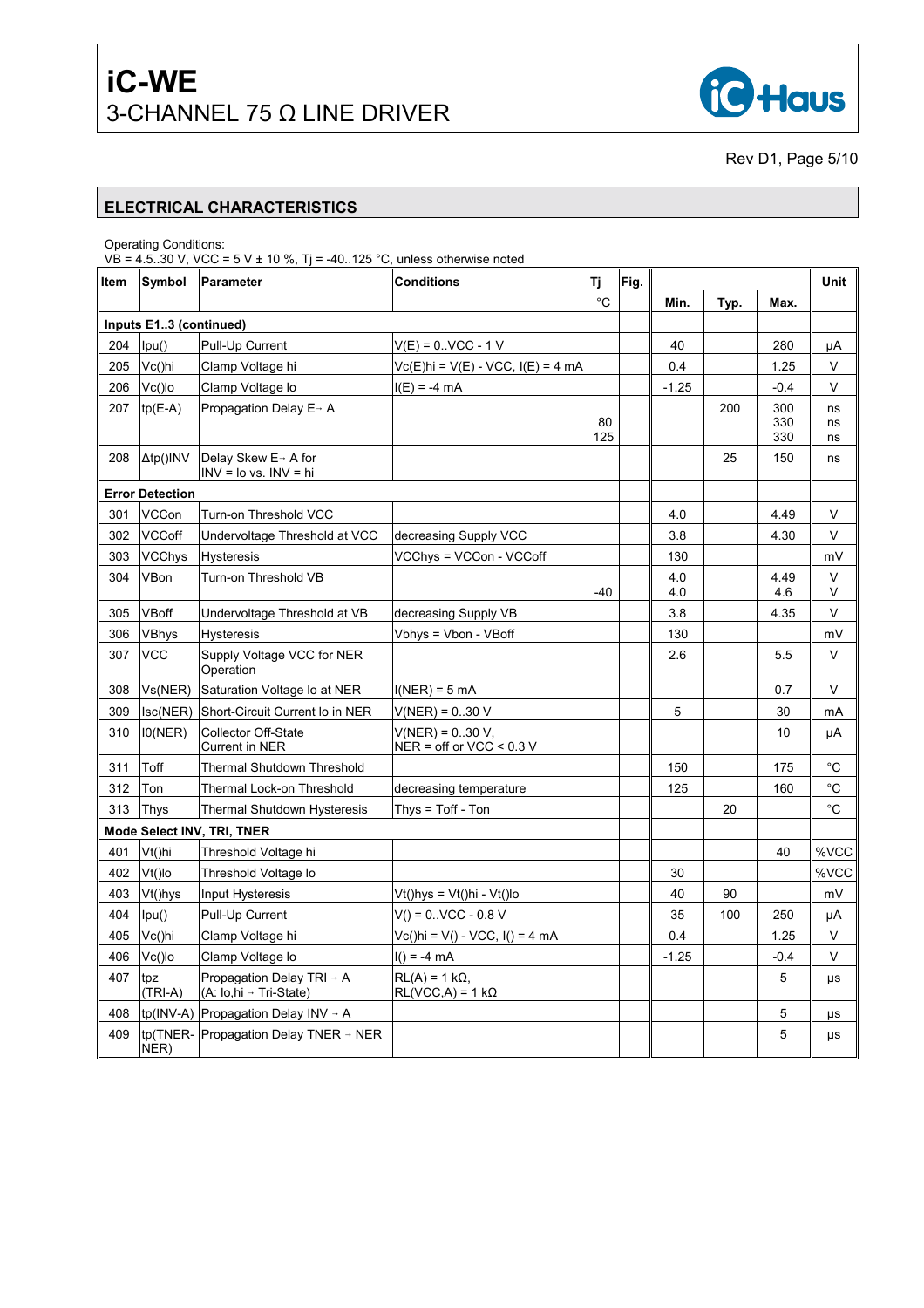## ELECTRICAL CHARACTERISTICS

Operating Conditions:
VB = 4.5..30 V, VCC = 5 V ± 10 %, Tj = -40..125 °C, unless otherwise noted

| Item | Symbol | Parameter | Conditions | Tj °C | Fig. | Min. | Typ. | Max. | Unit |
|---|---|---|---|---|---|---|---|---|---|
| **Inputs E1..3 (continued)** | | | | | | | | | |
| 204 | Ipu() | Pull-Up Current | V(E) = 0..VCC - 1 V | | | 40 | | 280 | µA |
| 205 | Vc()hi | Clamp Voltage hi | Vc(E)hi = V(E) - VCC, I(E) = 4 mA | | | 0.4 | | 1.25 | V |
| 206 | Vc()lo | Clamp Voltage lo | I(E) = -4 mA | | | -1.25 | | -0.4 | V |
| 207 | tp(E-A) | Propagation Delay E→ A | | <br>80<br>125 | | | 200 | 300<br>330<br>330 | ns<br>ns<br>ns |
| 208 | Δtp()INV | Delay Skew E→ A for INV = lo vs. INV = hi | | | | | 25 | 150 | ns |
| **Error Detection** | | | | | | | | | |
| 301 | VCCon | Turn-on Threshold VCC | | | | 4.0 | | 4.49 | V |
| 302 | VCCoff | Undervoltage Threshold at VCC | decreasing Supply VCC | | | 3.8 | | 4.30 | V |
| 303 | VCChys | Hysteresis | VCChys = VCCon - VCCoff | | | 130 | | | mV |
| 304 | VBon | Turn-on Threshold VB | | <br>-40 | | 4.0<br>4.0 | | 4.49<br>4.6 | V<br>V |
| 305 | VBoff | Undervoltage Threshold at VB | decreasing Supply VB | | | 3.8 | | 4.35 | V |
| 306 | VBhys | Hysteresis | Vbhys = Vbon - VBoff | | | 130 | | | mV |
| 307 | VCC | Supply Voltage VCC for NER Operation | | | | 2.6 | | 5.5 | V |
| 308 | Vs(NER) | Saturation Voltage lo at NER | I(NER) = 5 mA | | | | | 0.7 | V |
| 309 | Isc(NER) | Short-Circuit Current lo in NER | V(NER) = 0..30 V | | | 5 | | 30 | mA |
| 310 | I0(NER) | Collector Off-State Current in NER | V(NER) = 0..30 V, NER = off or VCC < 0.3 V | | | | | 10 | µA |
| 311 | Toff | Thermal Shutdown Threshold | | | | 150 | | 175 | °C |
| 312 | Ton | Thermal Lock-on Threshold | decreasing temperature | | | 125 | | 160 | °C |
| 313 | Thys | Thermal Shutdown Hysteresis | Thys = Toff - Ton | | | | 20 | | °C |
| **Mode Select INV, TRI, TNER** | | | | | | | | | |
| 401 | Vt()hi | Threshold Voltage hi | | | | | | 40 | %VCC |
| 402 | Vt()lo | Threshold Voltage lo | | | | 30 | | | %VCC |
| 403 | Vt()hys | Input Hysteresis | Vt()hys = Vt()hi - Vt()lo | | | 40 | 90 | | mV |
| 404 | Ipu() | Pull-Up Current | V() = 0..VCC - 0.8 V | | | 35 | 100 | 250 | µA |
| 405 | Vc()hi | Clamp Voltage hi | Vc()hi = V() - VCC, I() = 4 mA | | | 0.4 | | 1.25 | V |
| 406 | Vc()lo | Clamp Voltage lo | I() = -4 mA | | | -1.25 | | -0.4 | V |
| 407 | tpz (TRI-A) | Propagation Delay TRI → A (A: lo,hi → Tri-State) | RL(A) = 1 kΩ, RL(VCC,A) = 1 kΩ | | | | | 5 | µs |
| 408 | tp(INV-A) | Propagation Delay INV → A | | | | | | 5 | µs |
| 409 | tp(TNER-NER) | Propagation Delay TNER → NER | | | | | | 5 | µs |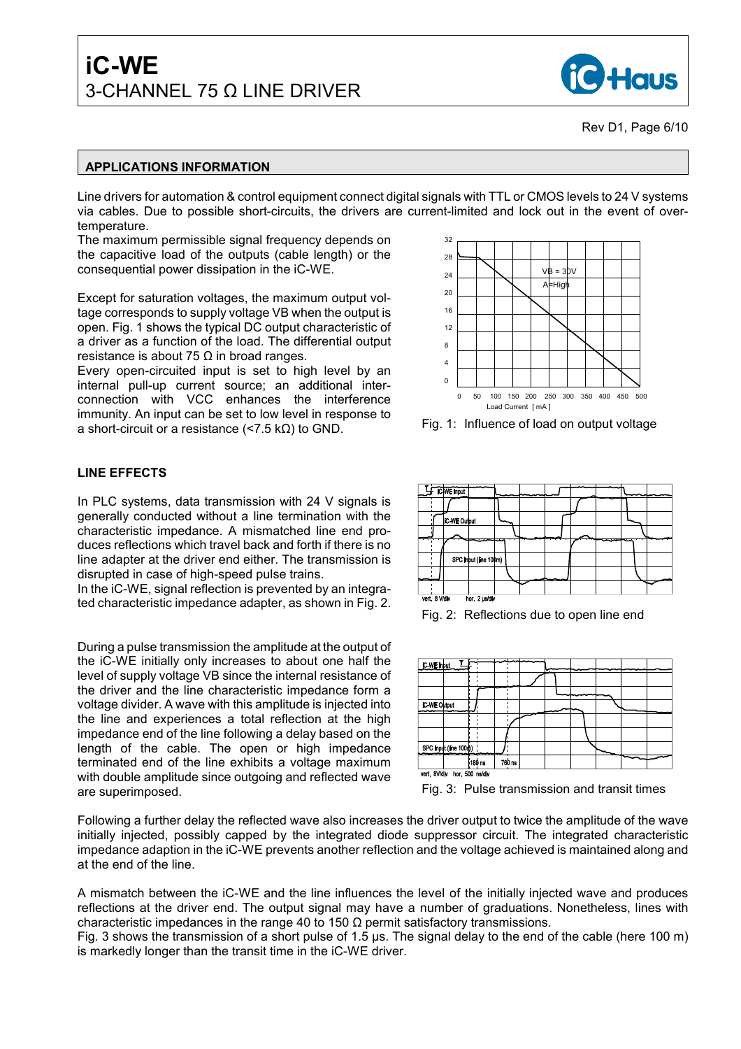## APPLICATIONS INFORMATION

Line drivers for automation & control equipment connect digital signals with TTL or CMOS levels to 24 V systems via cables. Due to possible short-circuits, the drivers are current-limited and lock out in the event of overtemperature.

The maximum permissible signal frequency depends on the capacitive load of the outputs (cable length) or the consequential power dissipation in the iC-WE.

Except for saturation voltages, the maximum output voltage corresponds to supply voltage VB when the output is open. Fig. 1 shows the typical DC output characteristic of a driver as a function of the load. The differential output resistance is about 75 Ω in broad ranges.

Every open-circuited input is set to high level by an internal pull-up current source; an additional interconnection with VCC enhances the interference immunity. An input can be set to low level in response to a short-circuit or a resistance (<7.5 kΩ) to GND.

Fig. 1: Influence of load on output voltage

### LINE EFFECTS

In PLC systems, data transmission with 24 V signals is generally conducted without a line termination with the characteristic impedance. A mismatched line end produces reflections which travel back and forth if there is no line adapter at the driver end either. The transmission is disrupted in case of high-speed pulse trains.

In the iC-WE, signal reflection is prevented by an integrated characteristic impedance adapter, as shown in Fig. 2.

Fig. 2: Reflections due to open line end

During a pulse transmission the amplitude at the output of the iC-WE initially only increases to about one half the level of supply voltage VB since the internal resistance of the driver and the line characteristic impedance form a voltage divider. A wave with this amplitude is injected into the line and experiences a total reflection at the high impedance end of the line following a delay based on the length of the cable. The open or high impedance terminated end of the line exhibits a voltage maximum with double amplitude since outgoing and reflected wave are superimposed.

Fig. 3: Pulse transmission and transit times

Following a further delay the reflected wave also increases the driver output to twice the amplitude of the wave initially injected, possibly capped by the integrated diode suppressor circuit. The integrated characteristic impedance adaption in the iC-WE prevents another reflection and the voltage achieved is maintained along and at the end of the line.

A mismatch between the iC-WE and the line influences the level of the initially injected wave and produces reflections at the driver end. The output signal may have a number of graduations. Nonetheless, lines with characteristic impedances in the range 40 to 150 Ω permit satisfactory transmissions.

Fig. 3 shows the transmission of a short pulse of 1.5 µs. The signal delay to the end of the cable (here 100 m) is markedly longer than the transit time in the iC-WE driver.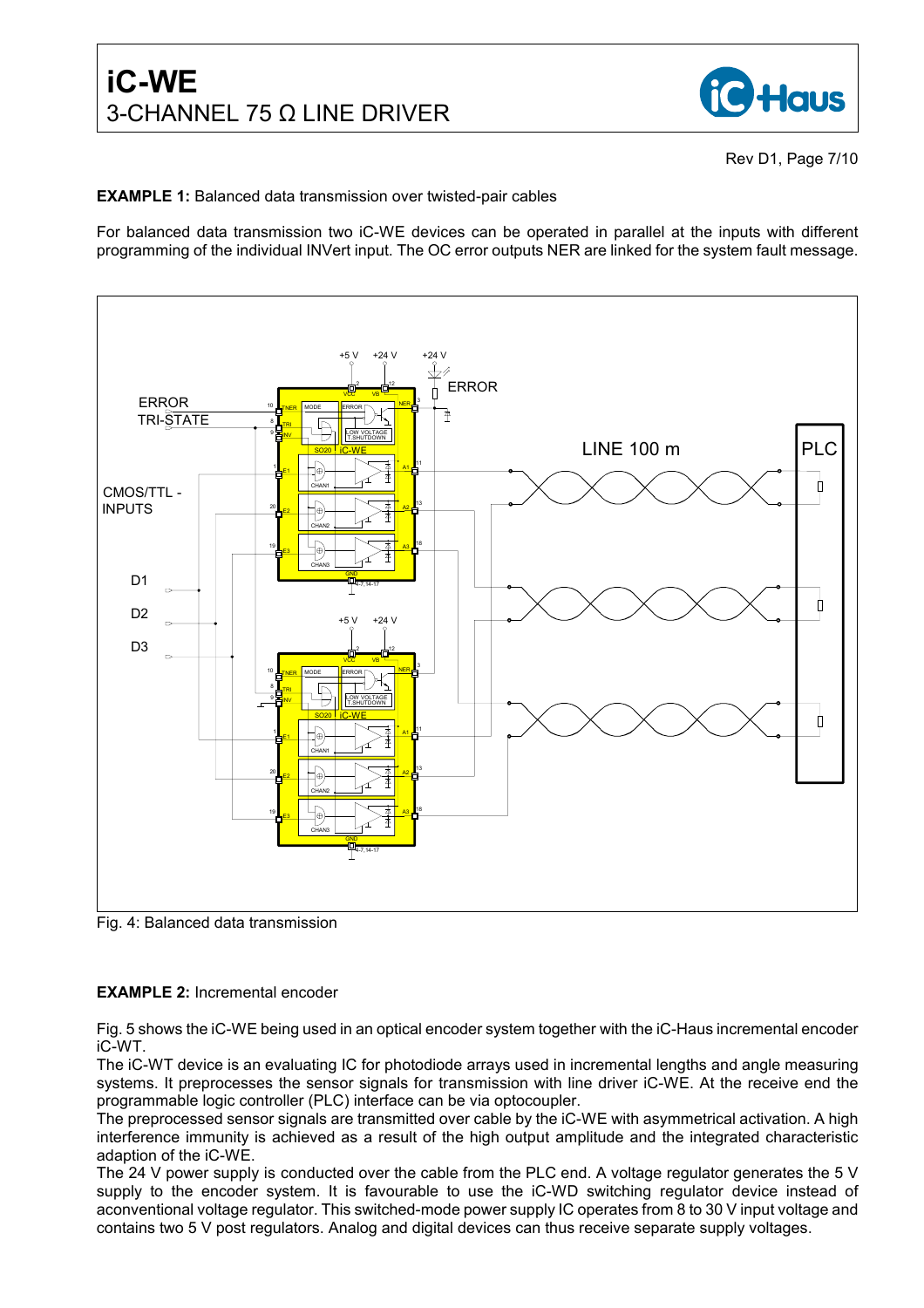**EXAMPLE 1:** Balanced data transmission over twisted-pair cables

For balanced data transmission two iC-WE devices can be operated in parallel at the inputs with different programming of the individual INVert input. The OC error outputs NER are linked for the system fault message.

Fig. 4: Balanced data transmission

**EXAMPLE 2:** Incremental encoder

Fig. 5 shows the iC-WE being used in an optical encoder system together with the iC-Haus incremental encoder iC-WT.

The iC-WT device is an evaluating IC for photodiode arrays used in incremental lengths and angle measuring systems. It preprocesses the sensor signals for transmission with line driver iC-WE. At the receive end the programmable logic controller (PLC) interface can be via optocoupler.

The preprocessed sensor signals are transmitted over cable by the iC-WE with asymmetrical activation. A high interference immunity is achieved as a result of the high output amplitude and the integrated characteristic adaption of the iC-WE.

The 24 V power supply is conducted over the cable from the PLC end. A voltage regulator generates the 5 V supply to the encoder system. It is favourable to use the iC-WD switching regulator device instead of aconventional voltage regulator. This switched-mode power supply IC operates from 8 to 30 V input voltage and contains two 5 V post regulators. Analog and digital devices can thus receive separate supply voltages.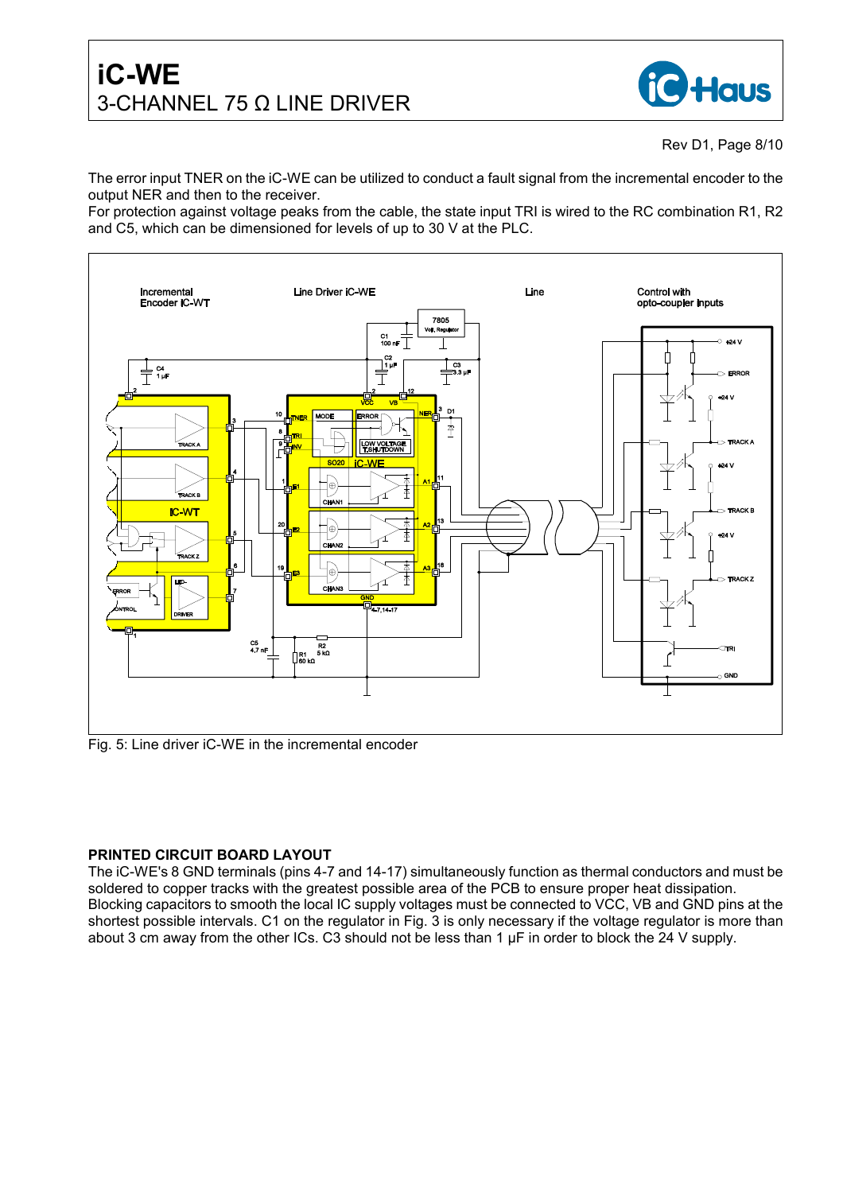The error input TNER on the iC-WE can be utilized to conduct a fault signal from the incremental encoder to the output NER and then to the receiver.

For protection against voltage peaks from the cable, the state input TRI is wired to the RC combination R1, R2 and C5, which can be dimensioned for levels of up to 30 V at the PLC.

Fig. 5: Line driver iC-WE in the incremental encoder

**PRINTED CIRCUIT BOARD LAYOUT**

The iC-WE's 8 GND terminals (pins 4-7 and 14-17) simultaneously function as thermal conductors and must be soldered to copper tracks with the greatest possible area of the PCB to ensure proper heat dissipation.

Blocking capacitors to smooth the local IC supply voltages must be connected to VCC, VB and GND pins at the shortest possible intervals. C1 on the regulator in Fig. 3 is only necessary if the voltage regulator is more than about 3 cm away from the other ICs. C3 should not be less than 1 µF in order to block the 24 V supply.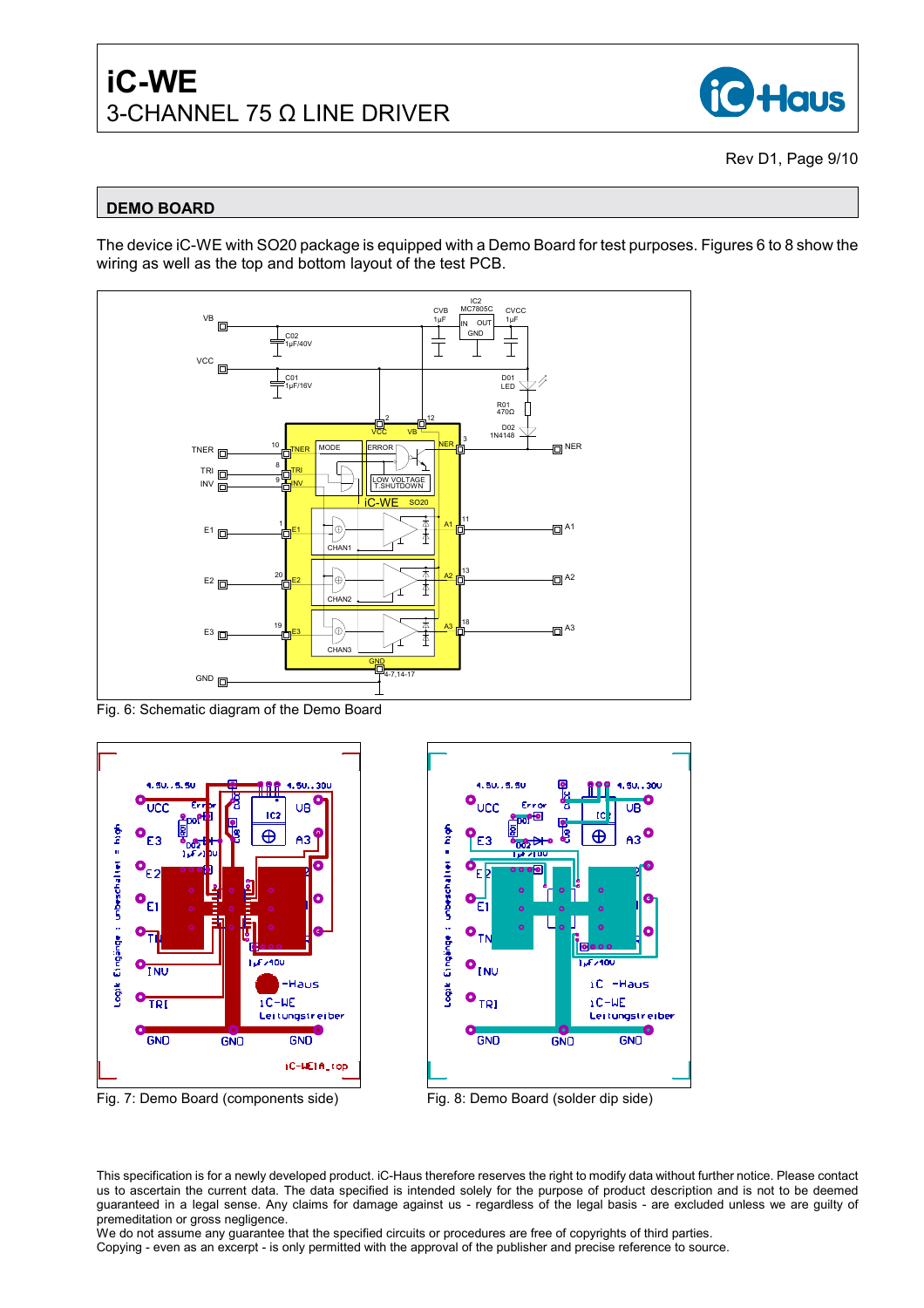## DEMO BOARD

The device iC-WE with SO20 package is equipped with a Demo Board for test purposes. Figures 6 to 8 show the wiring as well as the top and bottom layout of the test PCB.

Fig. 6: Schematic diagram of the Demo Board

Fig. 7: Demo Board (components side)

Fig. 8: Demo Board (solder dip side)

This specification is for a newly developed product. iC-Haus therefore reserves the right to modify data without further notice. Please contact us to ascertain the current data. The data specified is intended solely for the purpose of product description and is not to be deemed guaranteed in a legal sense. Any claims for damage against us - regardless of the legal basis - are excluded unless we are guilty of premeditation or gross negligence.
We do not assume any guarantee that the specified circuits or procedures are free of copyrights of third parties.
Copying - even as an excerpt - is only permitted with the approval of the publisher and precise reference to source.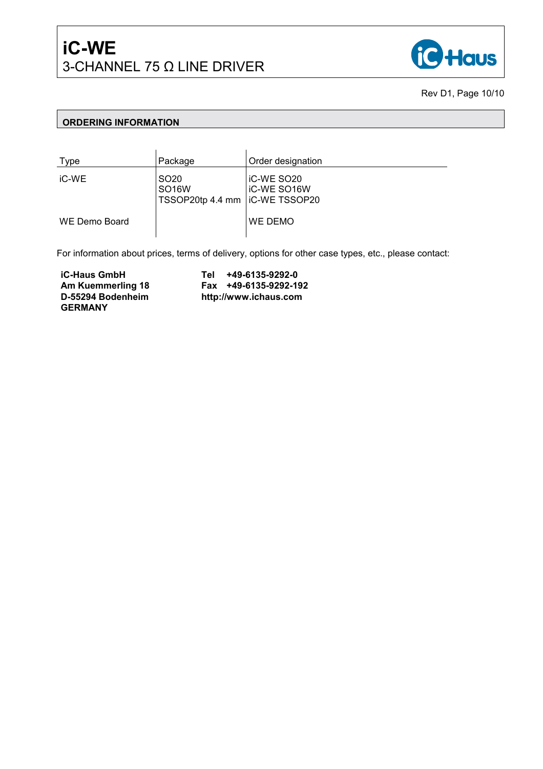## ORDERING INFORMATION

| Type | Package | Order designation |
|---|---|---|
| iC-WE | SO20<br>SO16W<br>TSSOP20tp 4.4 mm | iC-WE SO20<br>iC-WE SO16W<br>iC-WE TSSOP20 |
| WE Demo Board | | WE DEMO |

For information about prices, terms of delivery, options for other case types, etc., please contact:

**iC-Haus GmbH**
**Am Kuemmerling 18**
**D-55294 Bodenheim**
**GERMANY**

**Tel +49-6135-9292-0**
**Fax +49-6135-9292-192**
**http://www.ichaus.com**